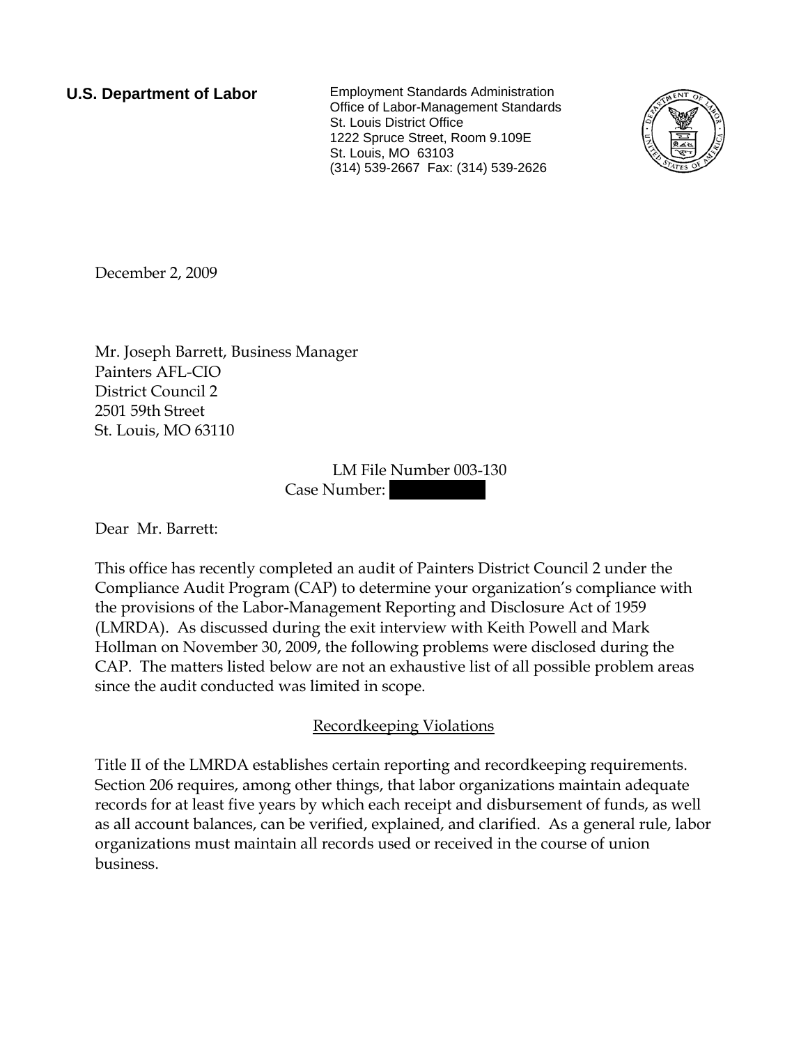**U.S. Department of Labor**

Employment Standards Administration
Office of Labor-Management Standards
St. Louis District Office
1222 Spruce Street, Room 9.109E
St. Louis, MO 63103
(314) 539-2667 Fax: (314) 539-2626

December 2, 2009

Mr. Joseph Barrett, Business Manager
Painters AFL-CIO
District Council 2
2501 59th Street
St. Louis, MO 63110

LM File Number 003-130
Case Number:

Dear Mr. Barrett:

This office has recently completed an audit of Painters District Council 2 under the Compliance Audit Program (CAP) to determine your organization's compliance with the provisions of the Labor-Management Reporting and Disclosure Act of 1959 (LMRDA). As discussed during the exit interview with Keith Powell and Mark Hollman on November 30, 2009, the following problems were disclosed during the CAP. The matters listed below are not an exhaustive list of all possible problem areas since the audit conducted was limited in scope.

## Recordkeeping Violations

Title II of the LMRDA establishes certain reporting and recordkeeping requirements. Section 206 requires, among other things, that labor organizations maintain adequate records for at least five years by which each receipt and disbursement of funds, as well as all account balances, can be verified, explained, and clarified. As a general rule, labor organizations must maintain all records used or received in the course of union business.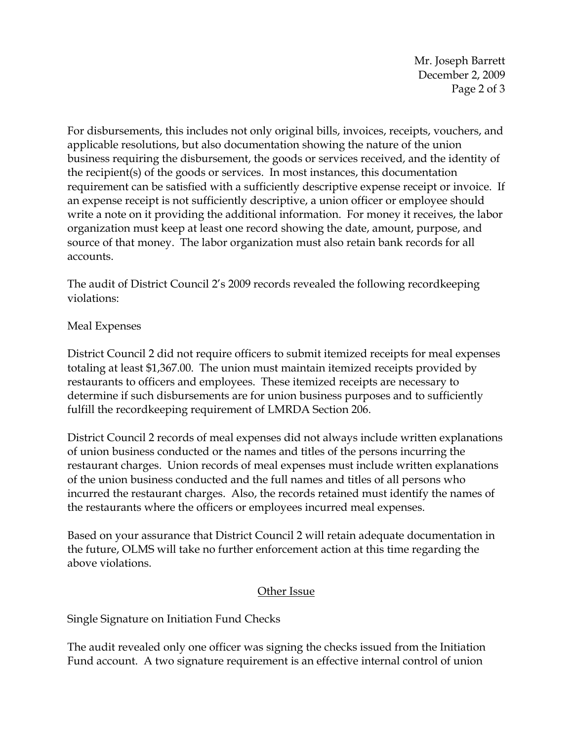For disbursements, this includes not only original bills, invoices, receipts, vouchers, and applicable resolutions, but also documentation showing the nature of the union business requiring the disbursement, the goods or services received, and the identity of the recipient(s) of the goods or services. In most instances, this documentation requirement can be satisfied with a sufficiently descriptive expense receipt or invoice. If an expense receipt is not sufficiently descriptive, a union officer or employee should write a note on it providing the additional information. For money it receives, the labor organization must keep at least one record showing the date, amount, purpose, and source of that money. The labor organization must also retain bank records for all accounts.

The audit of District Council 2's 2009 records revealed the following recordkeeping violations:

Meal Expenses

District Council 2 did not require officers to submit itemized receipts for meal expenses totaling at least $1,367.00. The union must maintain itemized receipts provided by restaurants to officers and employees. These itemized receipts are necessary to determine if such disbursements are for union business purposes and to sufficiently fulfill the recordkeeping requirement of LMRDA Section 206.

District Council 2 records of meal expenses did not always include written explanations of union business conducted or the names and titles of the persons incurring the restaurant charges. Union records of meal expenses must include written explanations of the union business conducted and the full names and titles of all persons who incurred the restaurant charges. Also, the records retained must identify the names of the restaurants where the officers or employees incurred meal expenses.

Based on your assurance that District Council 2 will retain adequate documentation in the future, OLMS will take no further enforcement action at this time regarding the above violations.

## Other Issue

Single Signature on Initiation Fund Checks

The audit revealed only one officer was signing the checks issued from the Initiation Fund account. A two signature requirement is an effective internal control of union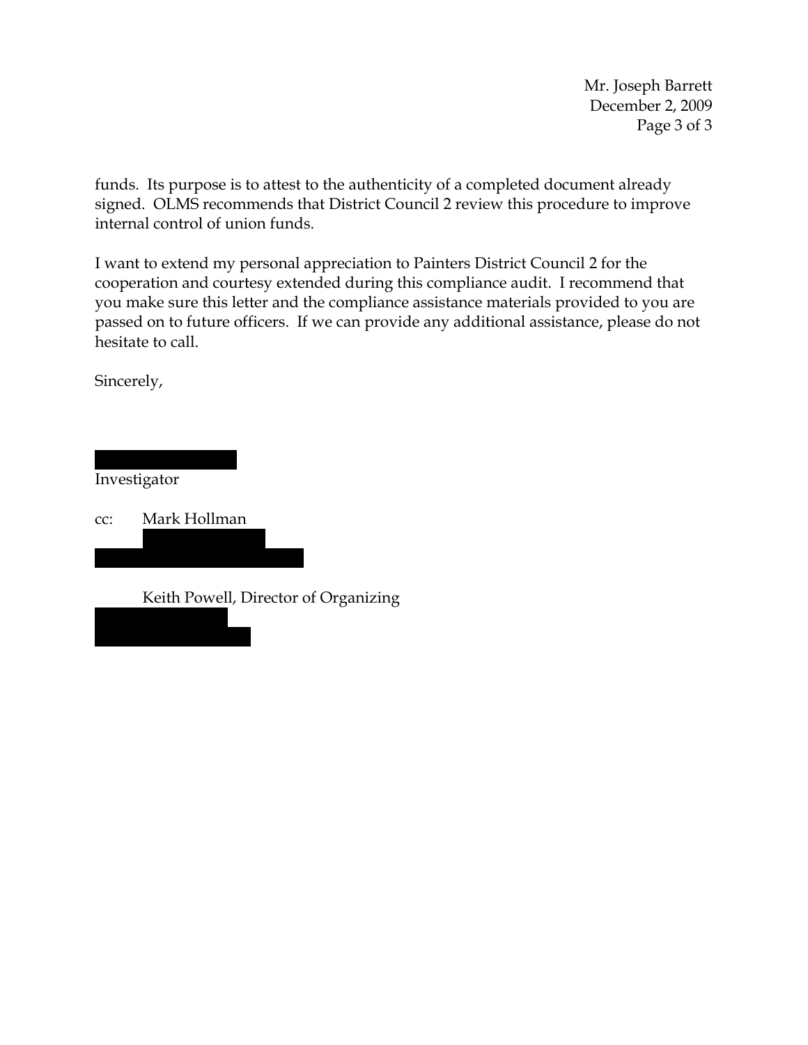funds. Its purpose is to attest to the authenticity of a completed document already signed. OLMS recommends that District Council 2 review this procedure to improve internal control of union funds.

I want to extend my personal appreciation to Painters District Council 2 for the cooperation and courtesy extended during this compliance audit. I recommend that you make sure this letter and the compliance assistance materials provided to you are passed on to future officers. If we can provide any additional assistance, please do not hesitate to call.

Sincerely,

Investigator

cc: Mark Hollman

Keith Powell, Director of Organizing